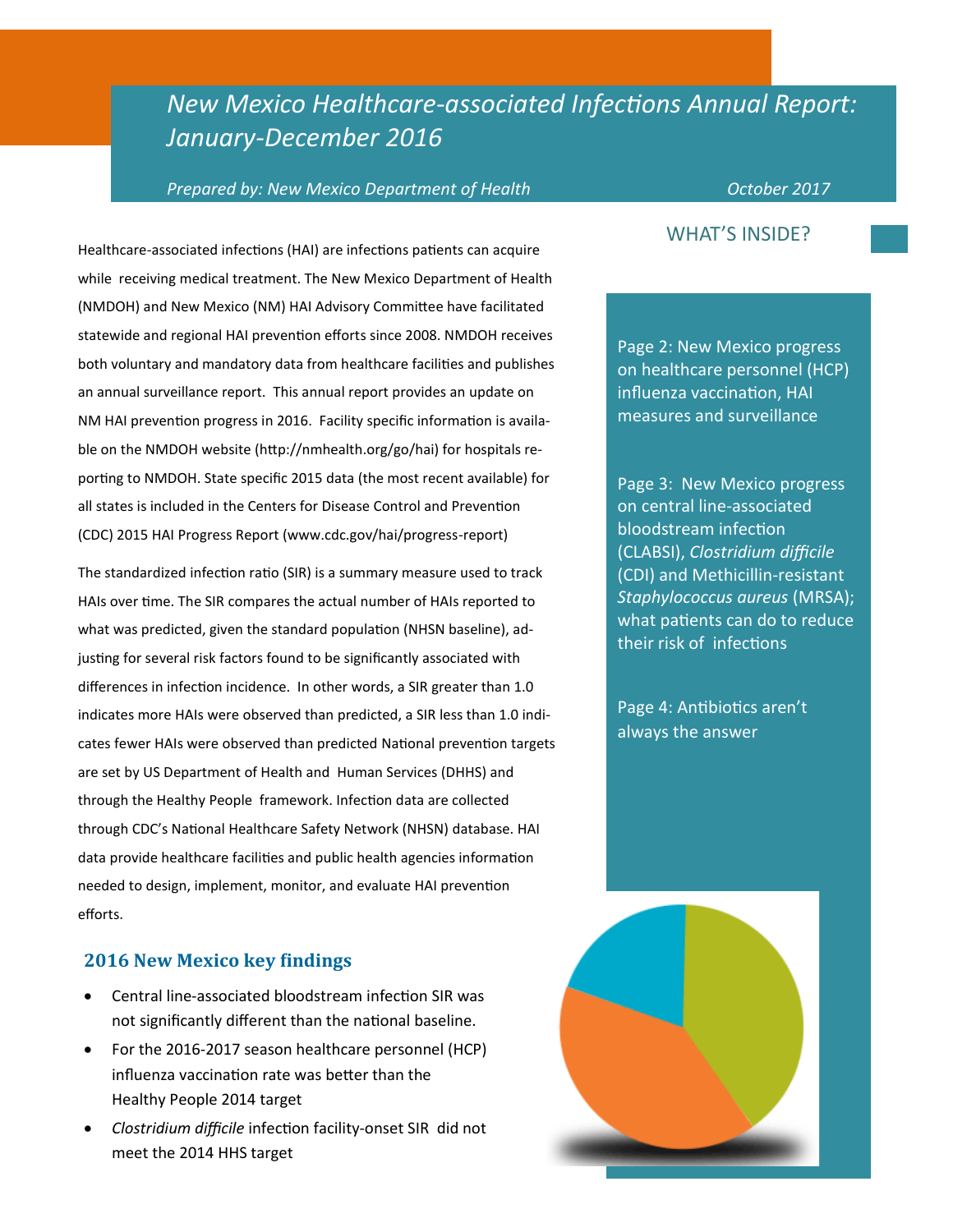# *New Mexico Healthcare-associated Infections Annual Report: January-December 2016*

*Prepared by: New Mexico Department of Health* *October 2017*

Healthcare-associated infections (HAI) are infections patients can acquire while receiving medical treatment. The New Mexico Department of Health (NMDOH) and New Mexico (NM) HAI Advisory Committee have facilitated statewide and regional HAI prevention efforts since 2008. NMDOH receives both voluntary and mandatory data from healthcare facilities and publishes an annual surveillance report. This annual report provides an update on NM HAI prevention progress in 2016. Facility specific information is available on the NMDOH website (http://nmhealth.org/go/hai) for hospitals reporting to NMDOH. State specific 2015 data (the most recent available) for all states is included in the Centers for Disease Control and Prevention (CDC) 2015 HAI Progress Report (www.cdc.gov/hai/progress-report)

The standardized infection ratio (SIR) is a summary measure used to track HAIs over time. The SIR compares the actual number of HAIs reported to what was predicted, given the standard population (NHSN baseline), adjusting for several risk factors found to be significantly associated with differences in infection incidence. In other words, a SIR greater than 1.0 indicates more HAIs were observed than predicted, a SIR less than 1.0 indicates fewer HAIs were observed than predicted National prevention targets are set by US Department of Health and Human Services (DHHS) and through the Healthy People framework. Infection data are collected through CDC's National Healthcare Safety Network (NHSN) database. HAI data provide healthcare facilities and public health agencies information needed to design, implement, monitor, and evaluate HAI prevention efforts.

## 2016 New Mexico key findings

- Central line-associated bloodstream infection SIR was not significantly different than the national baseline.
- For the 2016-2017 season healthcare personnel (HCP) influenza vaccination rate was better than the Healthy People 2014 target
- *Clostridium difficile* infection facility-onset SIR did not meet the 2014 HHS target

## WHAT'S INSIDE?

Page 2: New Mexico progress on healthcare personnel (HCP) influenza vaccination, HAI measures and surveillance

Page 3: New Mexico progress on central line-associated bloodstream infection (CLABSI), *Clostridium difficile* (CDI) and Methicillin-resistant *Staphylococcus aureus* (MRSA); what patients can do to reduce their risk of infections

Page 4: Antibiotics aren't always the answer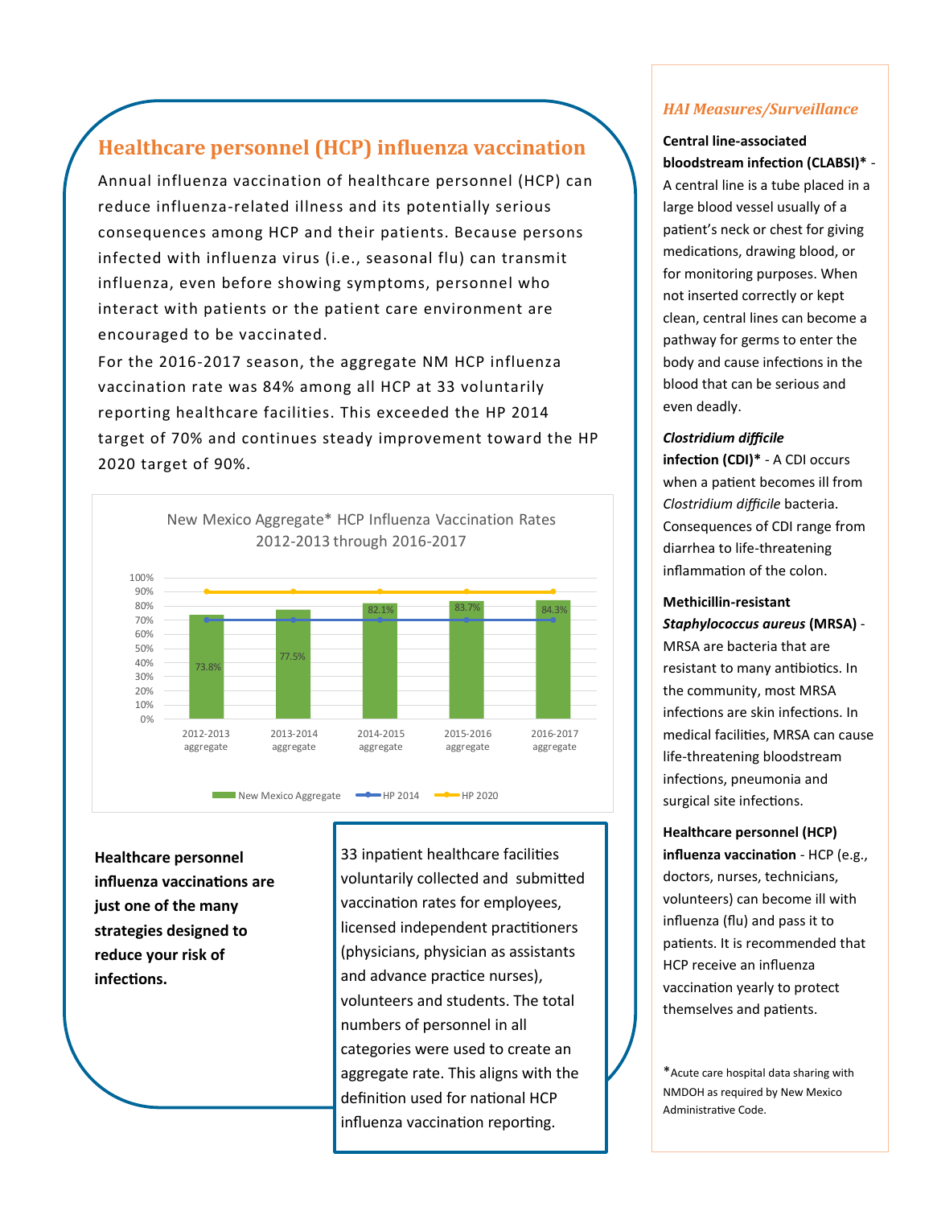## Healthcare personnel (HCP) influenza vaccination

Annual influenza vaccination of healthcare personnel (HCP) can reduce influenza-related illness and its potentially serious consequences among HCP and their patients. Because persons infected with influenza virus (i.e., seasonal flu) can transmit influenza, even before showing symptoms, personnel who interact with patients or the patient care environment are encouraged to be vaccinated.

For the 2016-2017 season, the aggregate NM HCP influenza vaccination rate was 84% among all HCP at 33 voluntarily reporting healthcare facilities. This exceeded the HP 2014 target of 70% and continues steady improvement toward the HP 2020 target of 90%.

New Mexico Aggregate* HCP Influenza Vaccination Rates 2012-2013 through 2016-2017

| Season | New Mexico Aggregate | HP 2014 | HP 2020 |
|---|---|---|---|
| 2012-2013 aggregate | 73.8% | 70% | 90% |
| 2013-2014 aggregate | 77.5% | 70% | 90% |
| 2014-2015 aggregate | 82.1% | 70% | 90% |
| 2015-2016 aggregate | 83.7% | 70% | 90% |
| 2016-2017 aggregate | 84.3% | 70% | 90% |

**Healthcare personnel influenza vaccinations are just one of the many strategies designed to reduce your risk of infections.**

33 inpatient healthcare facilities voluntarily collected and submitted vaccination rates for employees, licensed independent practitioners (physicians, physician as assistants and advance practice nurses), volunteers and students. The total numbers of personnel in all categories were used to create an aggregate rate. This aligns with the definition used for national HCP influenza vaccination reporting.

### *HAI Measures/Surveillance*

**Central line-associated bloodstream infection (CLABSI)*** - A central line is a tube placed in a large blood vessel usually of a patient's neck or chest for giving medications, drawing blood, or for monitoring purposes. When not inserted correctly or kept clean, central lines can become a pathway for germs to enter the body and cause infections in the blood that can be serious and even deadly.

***Clostridium difficile* infection (CDI)*** - A CDI occurs when a patient becomes ill from *Clostridium difficile* bacteria. Consequences of CDI range from diarrhea to life-threatening inflammation of the colon.

**Methicillin-resistant *Staphylococcus aureus* (MRSA)** - MRSA are bacteria that are resistant to many antibiotics. In the community, most MRSA infections are skin infections. In medical facilities, MRSA can cause life-threatening bloodstream infections, pneumonia and surgical site infections.

**Healthcare personnel (HCP) influenza vaccination** - HCP (e.g., doctors, nurses, technicians, volunteers) can become ill with influenza (flu) and pass it to patients. It is recommended that HCP receive an influenza vaccination yearly to protect themselves and patients.

*Acute care hospital data sharing with NMDOH as required by New Mexico Administrative Code.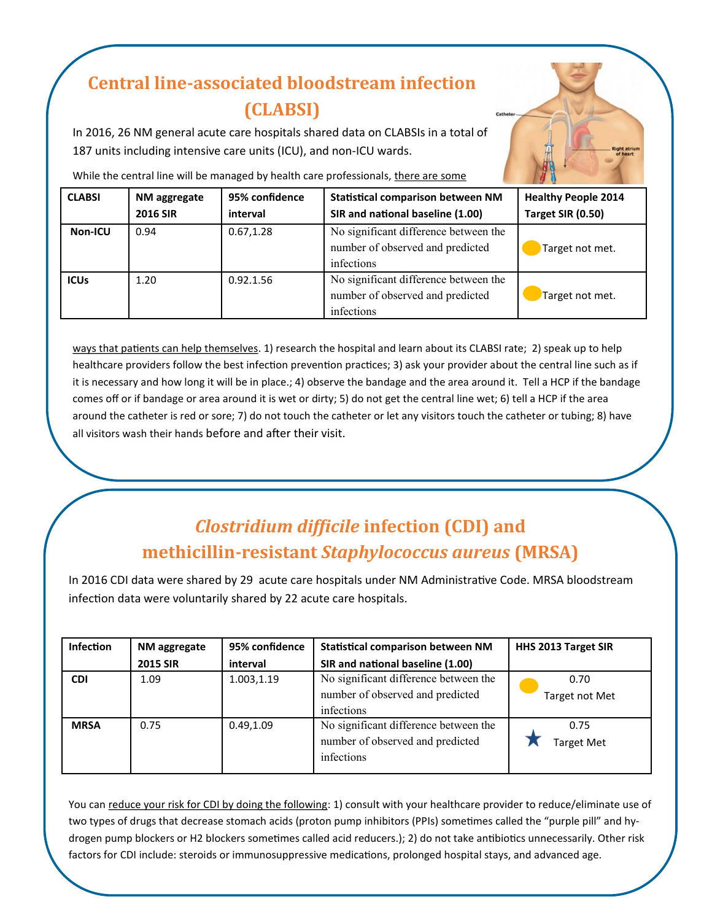## Central line-associated bloodstream infection (CLABSI)

In 2016, 26 NM general acute care hospitals shared data on CLABSIs in a total of 187 units including intensive care units (ICU), and non-ICU wards.

While the central line will be managed by health care professionals, there are some ways that patients can help themselves. 1) research the hospital and learn about its CLABSI rate; 2) speak up to help healthcare providers follow the best infection prevention practices; 3) ask your provider about the central line such as if it is necessary and how long it will be in place.; 4) observe the bandage and the area around it. Tell a HCP if the bandage comes off or if bandage or area around it is wet or dirty; 5) do not get the central line wet; 6) tell a HCP if the area around the catheter is red or sore; 7) do not touch the catheter or let any visitors touch the catheter or tubing; 8) have all visitors wash their hands before and after their visit.

| CLABSI | NM aggregate 2016 SIR | 95% confidence interval | Statistical comparison between NM SIR and national baseline (1.00) | Healthy People 2014 Target SIR (0.50) |
|---|---|---|---|---|
| Non-ICU | 0.94 | 0.67,1.28 | No significant difference between the number of observed and predicted infections | Target not met. |
| ICUs | 1.20 | 0.92.1.56 | No significant difference between the number of observed and predicted infections | Target not met. |

## *Clostridium difficile* infection (CDI) and methicillin-resistant *Staphylococcus aureus* (MRSA)

In 2016 CDI data were shared by 29 acute care hospitals under NM Administrative Code. MRSA bloodstream infection data were voluntarily shared by 22 acute care hospitals.

| Infection | NM aggregate 2015 SIR | 95% confidence interval | Statistical comparison between NM SIR and national baseline (1.00) | HHS 2013 Target SIR |
|---|---|---|---|---|
| CDI | 1.09 | 1.003,1.19 | No significant difference between the number of observed and predicted infections | 0.70 Target not Met |
| MRSA | 0.75 | 0.49,1.09 | No significant difference between the number of observed and predicted infections | 0.75 ★ Target Met |

You can reduce your risk for CDI by doing the following: 1) consult with your healthcare provider to reduce/eliminate use of two types of drugs that decrease stomach acids (proton pump inhibitors (PPIs) sometimes called the "purple pill" and hydrogen pump blockers or H2 blockers sometimes called acid reducers.); 2) do not take antibiotics unnecessarily. Other risk factors for CDI include: steroids or immunosuppressive medications, prolonged hospital stays, and advanced age.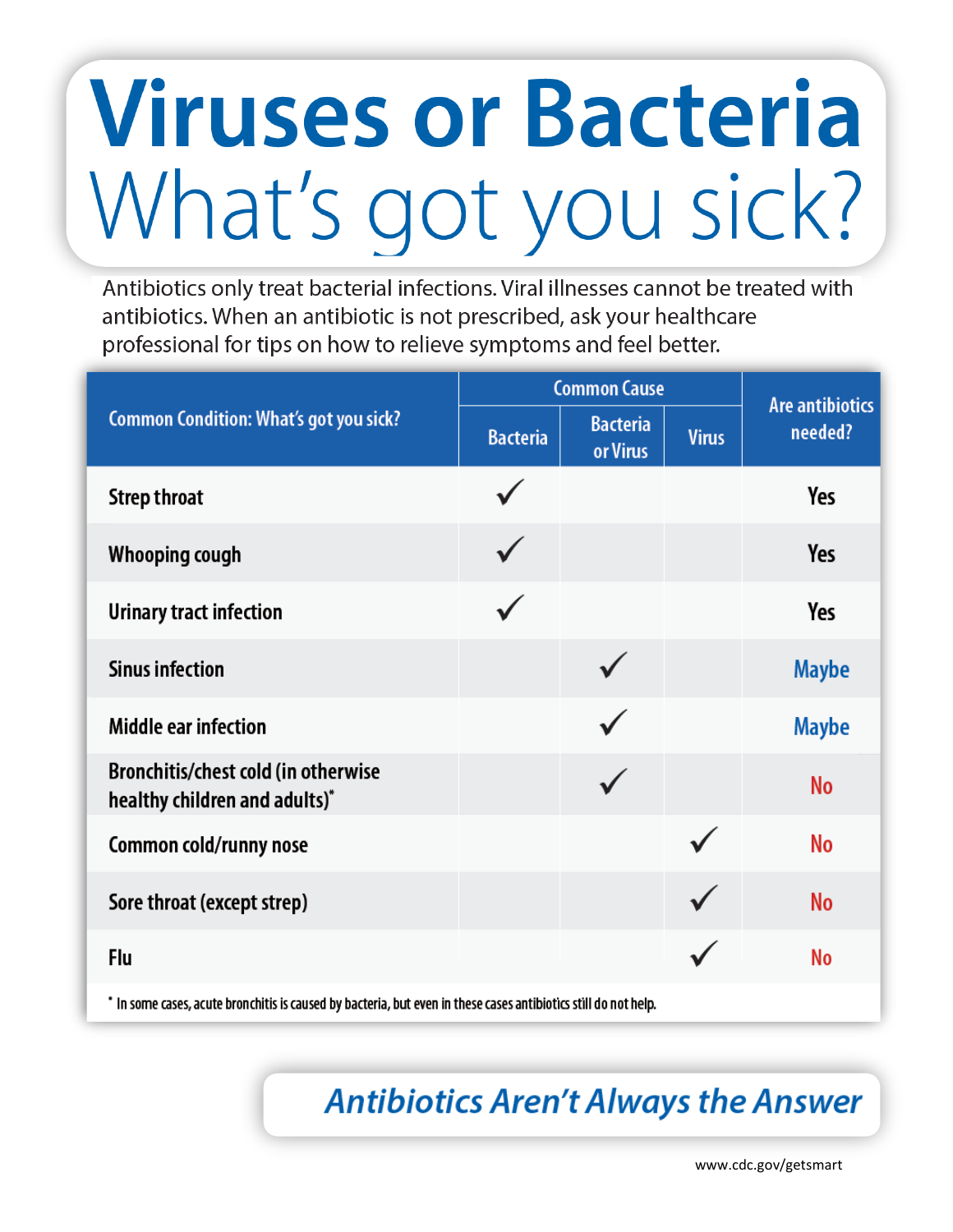# Viruses or Bacteria

## What's got you sick?

Antibiotics only treat bacterial infections. Viral illnesses cannot be treated with antibiotics. When an antibiotic is not prescribed, ask your healthcare professional for tips on how to relieve symptoms and feel better.

| Common Condition: What's got you sick? | Common Cause | | | Are antibiotics needed? |
|---|---|---|---|---|
| | Bacteria | Bacteria or Virus | Virus | |
| Strep throat | ✓ | | | Yes |
| Whooping cough | ✓ | | | Yes |
| Urinary tract infection | ✓ | | | Yes |
| Sinus infection | | ✓ | | Maybe |
| Middle ear infection | | ✓ | | Maybe |
| Bronchitis/chest cold (in otherwise healthy children and adults)* | | ✓ | | No |
| Common cold/runny nose | | | ✓ | No |
| Sore throat (except strep) | | | ✓ | No |
| Flu | | | ✓ | No |

* In some cases, acute bronchitis is caused by bacteria, but even in these cases antibiotics still do not help.

***Antibiotics Aren't Always the Answer***

www.cdc.gov/getsmart